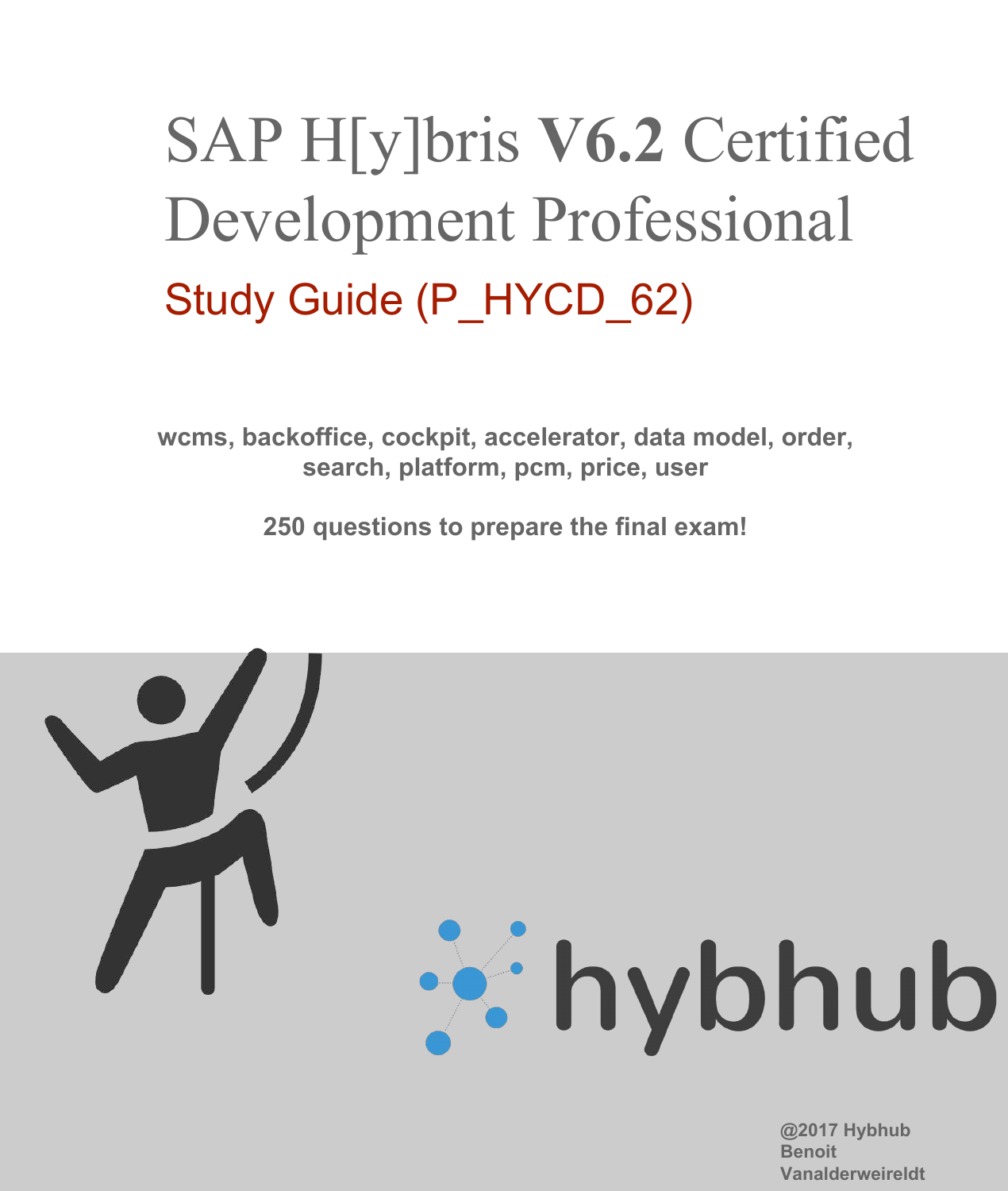# SAP H[y]bris **V6.2** Certified Development Professional

## Study Guide (P_HYCD_62)

**wcms, backoffice, cockpit, accelerator, data model, order, search, platform, pcm, price, user**

**250 questions to prepare the final exam!**

hybhub

**@2017 Hybhub**
**Benoit Vanalderweireldt**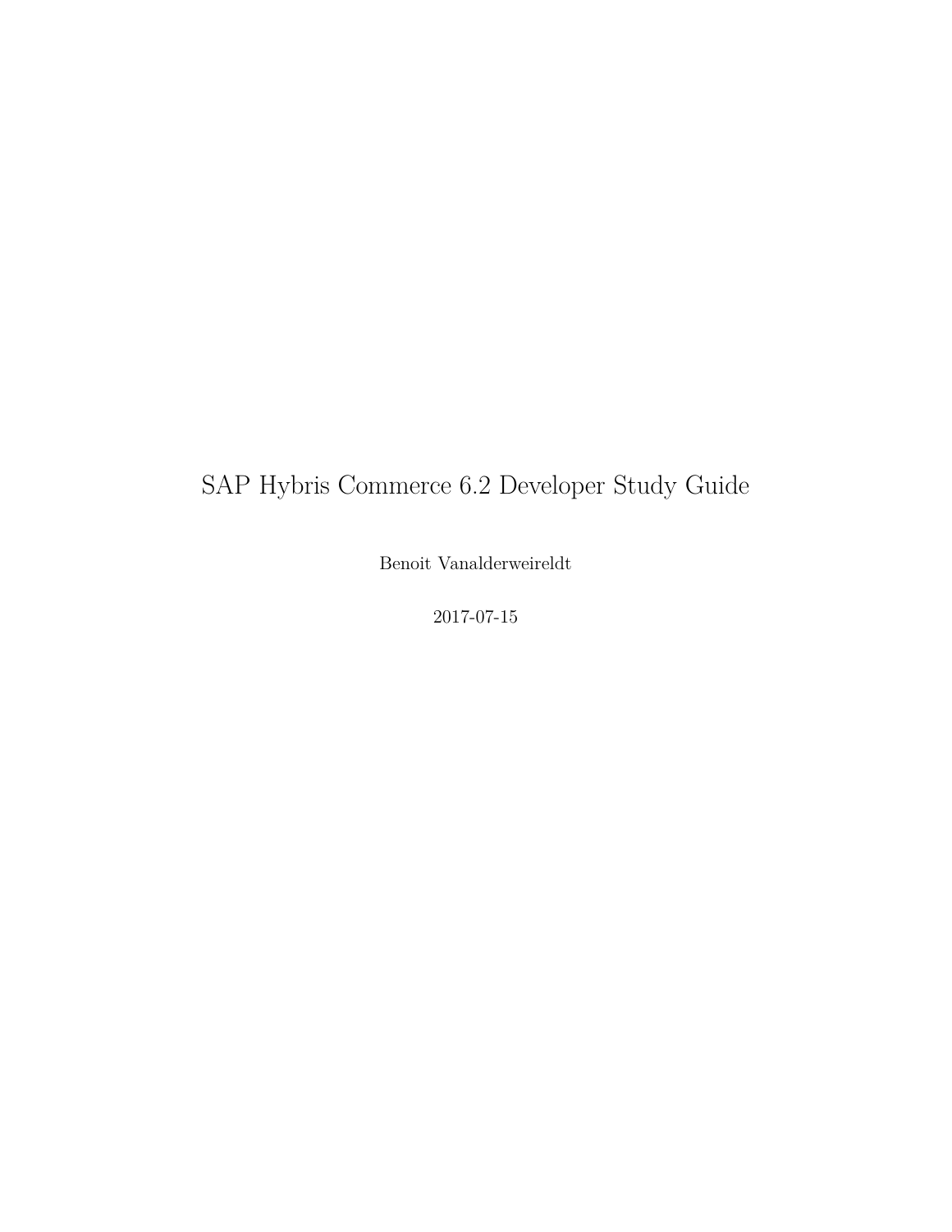# SAP Hybris Commerce 6.2 Developer Study Guide

Benoit Vanalderweireldt

2017-07-15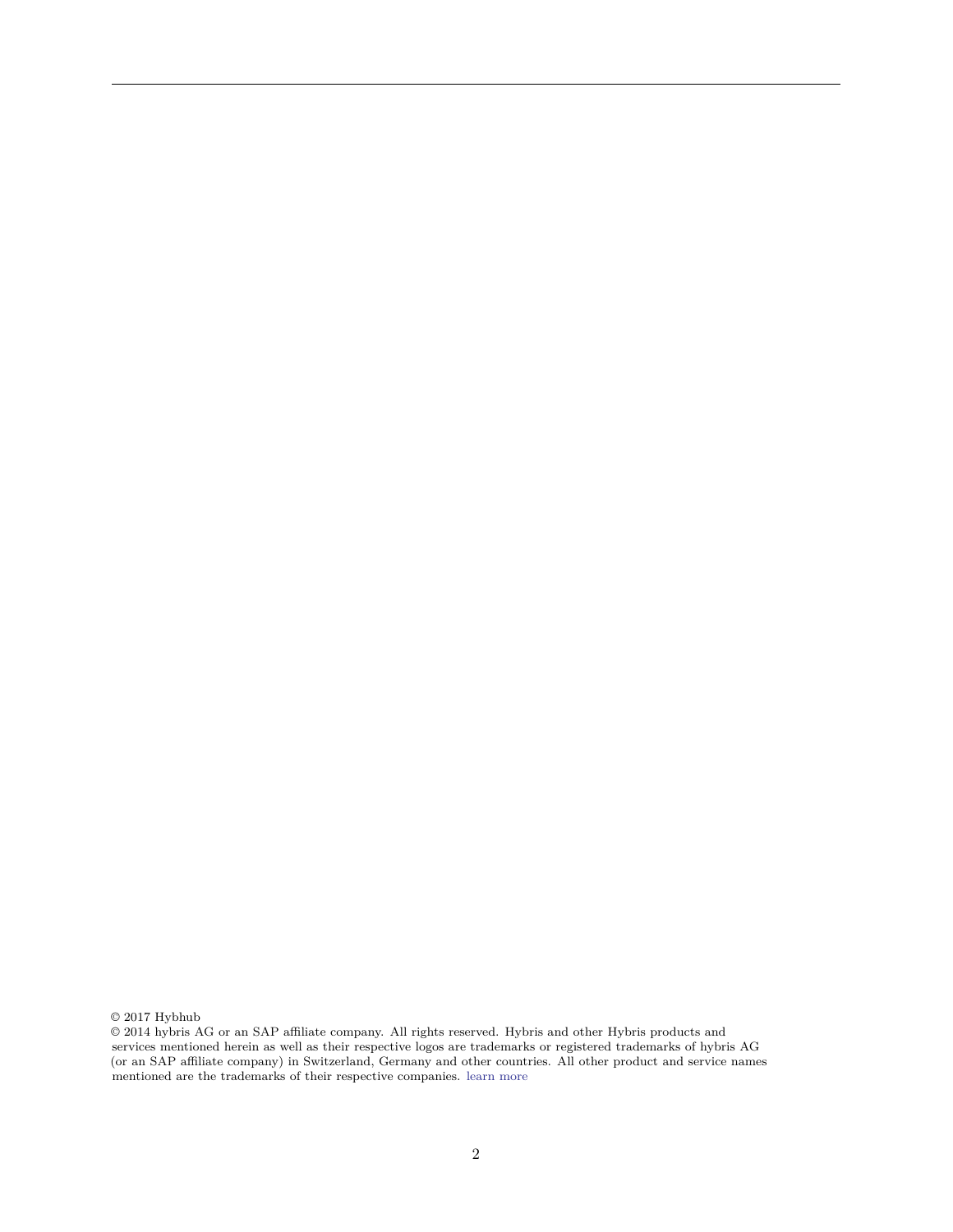© 2017 Hybhub

© 2014 hybris AG or an SAP affiliate company. All rights reserved. Hybris and other Hybris products and services mentioned herein as well as their respective logos are trademarks or registered trademarks of hybris AG (or an SAP affiliate company) in Switzerland, Germany and other countries. All other product and service names mentioned are the trademarks of their respective companies. learn more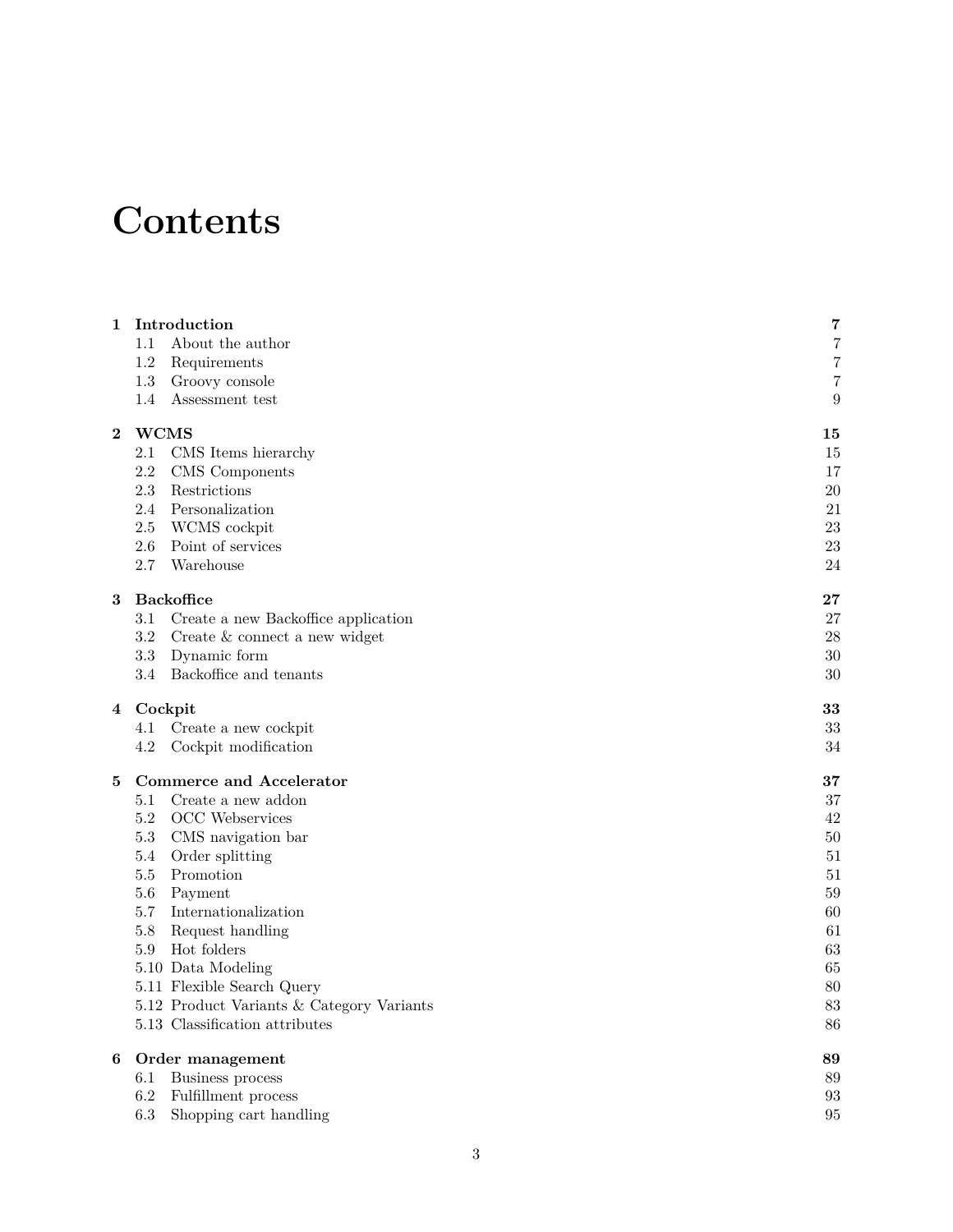# Contents

| | | |
|---|---|---|
| **1** | **Introduction** | **7** |
| | 1.1 About the author | 7 |
| | 1.2 Requirements | 7 |
| | 1.3 Groovy console | 7 |
| | 1.4 Assessment test | 9 |
| **2** | **WCMS** | **15** |
| | 2.1 CMS Items hierarchy | 15 |
| | 2.2 CMS Components | 17 |
| | 2.3 Restrictions | 20 |
| | 2.4 Personalization | 21 |
| | 2.5 WCMS cockpit | 23 |
| | 2.6 Point of services | 23 |
| | 2.7 Warehouse | 24 |
| **3** | **Backoffice** | **27** |
| | 3.1 Create a new Backoffice application | 27 |
| | 3.2 Create & connect a new widget | 28 |
| | 3.3 Dynamic form | 30 |
| | 3.4 Backoffice and tenants | 30 |
| **4** | **Cockpit** | **33** |
| | 4.1 Create a new cockpit | 33 |
| | 4.2 Cockpit modification | 34 |
| **5** | **Commerce and Accelerator** | **37** |
| | 5.1 Create a new addon | 37 |
| | 5.2 OCC Webservices | 42 |
| | 5.3 CMS navigation bar | 50 |
| | 5.4 Order splitting | 51 |
| | 5.5 Promotion | 51 |
| | 5.6 Payment | 59 |
| | 5.7 Internationalization | 60 |
| | 5.8 Request handling | 61 |
| | 5.9 Hot folders | 63 |
| | 5.10 Data Modeling | 65 |
| | 5.11 Flexible Search Query | 80 |
| | 5.12 Product Variants & Category Variants | 83 |
| | 5.13 Classification attributes | 86 |
| **6** | **Order management** | **89** |
| | 6.1 Business process | 89 |
| | 6.2 Fulfillment process | 93 |
| | 6.3 Shopping cart handling | 95 |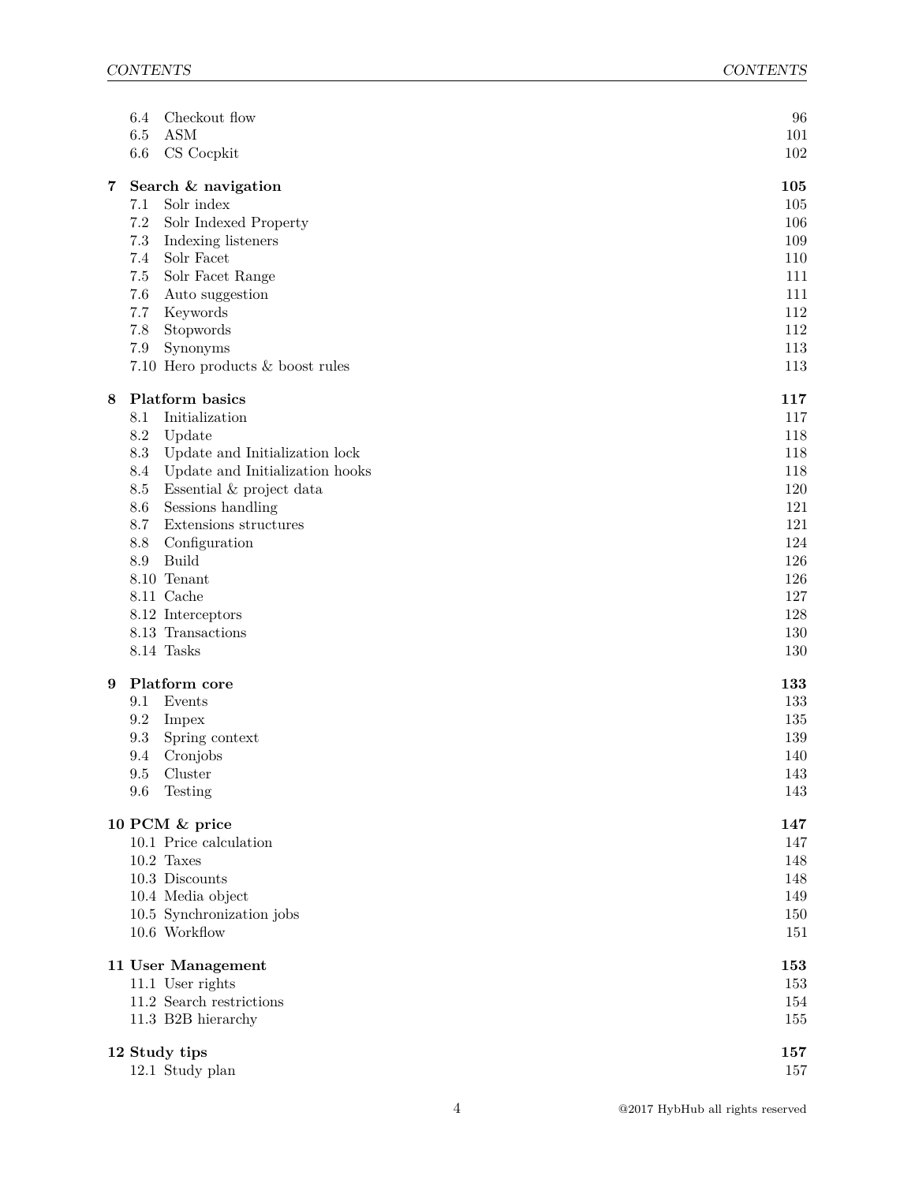| | | |
|---|---|---|
| 6.4 | Checkout flow | 96 |
| 6.5 | ASM | 101 |
| 6.6 | CS Cocpkit | 102 |
| **7** | **Search & navigation** | **105** |
| 7.1 | Solr index | 105 |
| 7.2 | Solr Indexed Property | 106 |
| 7.3 | Indexing listeners | 109 |
| 7.4 | Solr Facet | 110 |
| 7.5 | Solr Facet Range | 111 |
| 7.6 | Auto suggestion | 111 |
| 7.7 | Keywords | 112 |
| 7.8 | Stopwords | 112 |
| 7.9 | Synonyms | 113 |
| 7.10 | Hero products & boost rules | 113 |
| **8** | **Platform basics** | **117** |
| 8.1 | Initialization | 117 |
| 8.2 | Update | 118 |
| 8.3 | Update and Initialization lock | 118 |
| 8.4 | Update and Initialization hooks | 118 |
| 8.5 | Essential & project data | 120 |
| 8.6 | Sessions handling | 121 |
| 8.7 | Extensions structures | 121 |
| 8.8 | Configuration | 124 |
| 8.9 | Build | 126 |
| 8.10 | Tenant | 126 |
| 8.11 | Cache | 127 |
| 8.12 | Interceptors | 128 |
| 8.13 | Transactions | 130 |
| 8.14 | Tasks | 130 |
| **9** | **Platform core** | **133** |
| 9.1 | Events | 133 |
| 9.2 | Impex | 135 |
| 9.3 | Spring context | 139 |
| 9.4 | Cronjobs | 140 |
| 9.5 | Cluster | 143 |
| 9.6 | Testing | 143 |
| **10** | **PCM & price** | **147** |
| 10.1 | Price calculation | 147 |
| 10.2 | Taxes | 148 |
| 10.3 | Discounts | 148 |
| 10.4 | Media object | 149 |
| 10.5 | Synchronization jobs | 150 |
| 10.6 | Workflow | 151 |
| **11** | **User Management** | **153** |
| 11.1 | User rights | 153 |
| 11.2 | Search restrictions | 154 |
| 11.3 | B2B hierarchy | 155 |
| **12** | **Study tips** | **157** |
| 12.1 | Study plan | 157 |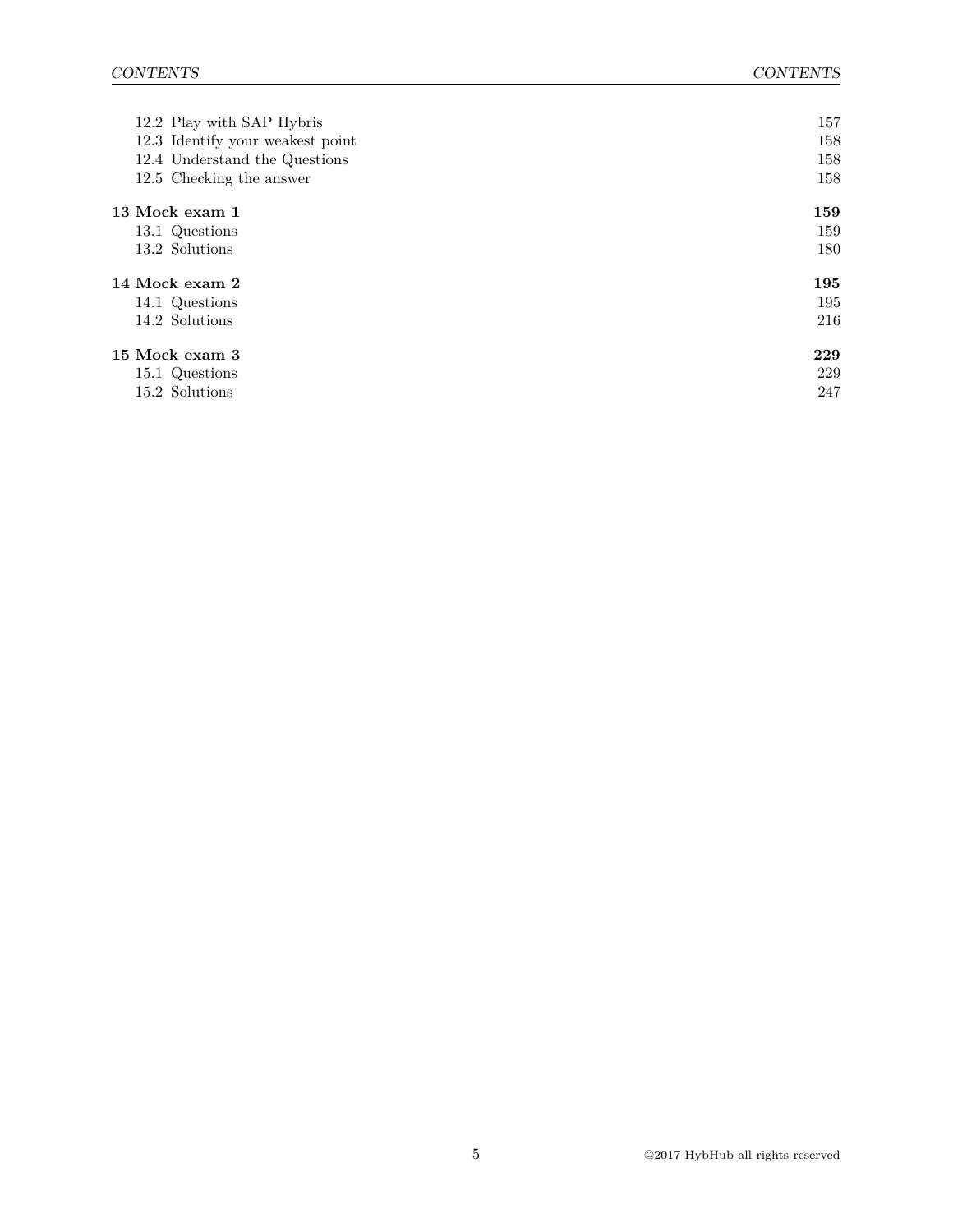| | |
|---|---|
| 12.2 Play with SAP Hybris | 157 |
| 12.3 Identify your weakest point | 158 |
| 12.4 Understand the Questions | 158 |
| 12.5 Checking the answer | 158 |
| **13 Mock exam 1** | **159** |
| 13.1 Questions | 159 |
| 13.2 Solutions | 180 |
| **14 Mock exam 2** | **195** |
| 14.1 Questions | 195 |
| 14.2 Solutions | 216 |
| **15 Mock exam 3** | **229** |
| 15.1 Questions | 229 |
| 15.2 Solutions | 247 |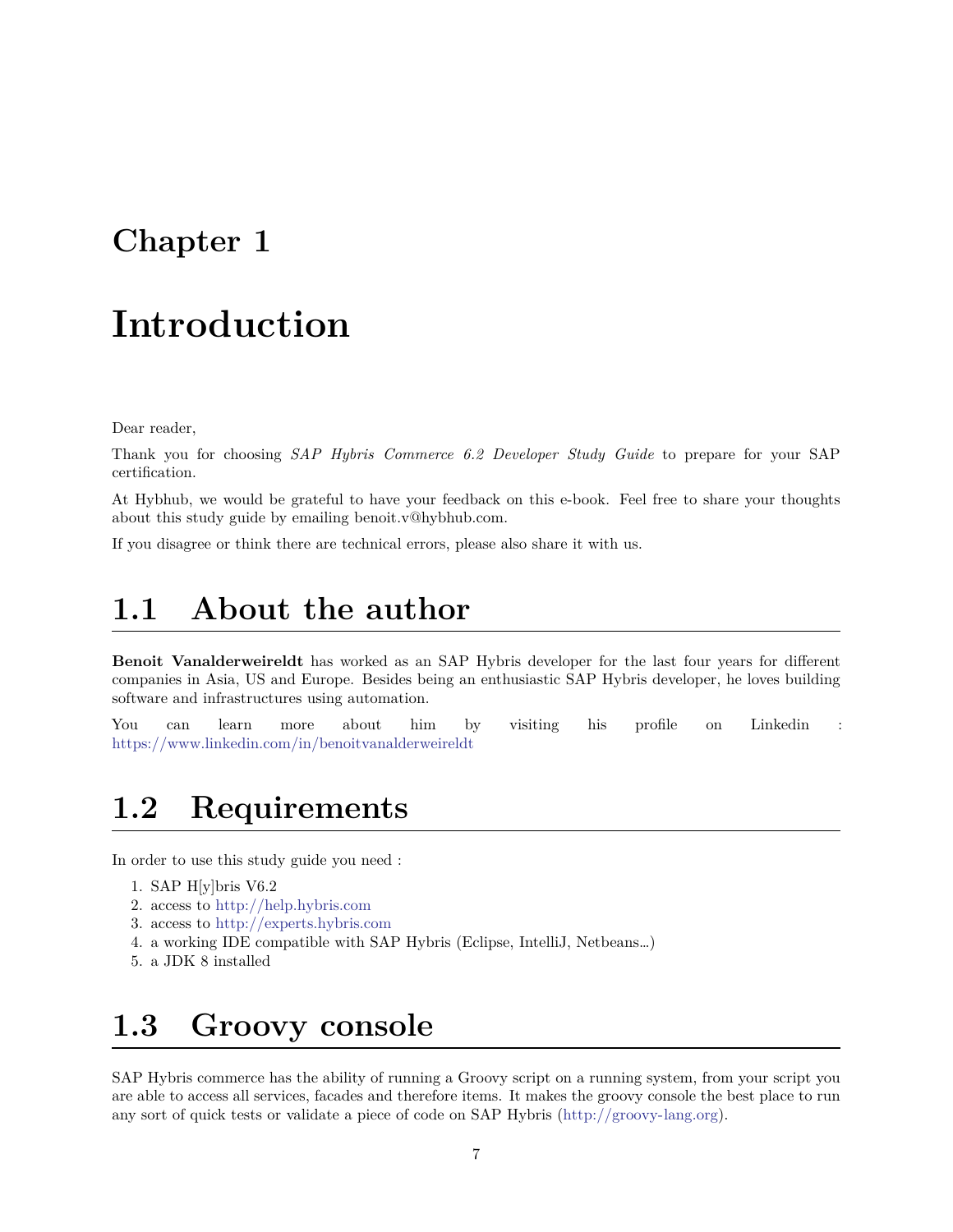# Chapter 1

# Introduction

Dear reader,

Thank you for choosing *SAP Hybris Commerce 6.2 Developer Study Guide* to prepare for your SAP certification.

At Hybhub, we would be grateful to have your feedback on this e-book. Feel free to share your thoughts about this study guide by emailing benoit.v@hybhub.com.

If you disagree or think there are technical errors, please also share it with us.

## 1.1 About the author

**Benoit Vanalderweireldt** has worked as an SAP Hybris developer for the last four years for different companies in Asia, US and Europe. Besides being an enthusiastic SAP Hybris developer, he loves building software and infrastructures using automation.

You can learn more about him by visiting his profile on Linkedin : https://www.linkedin.com/in/benoitvanalderweireldt

## 1.2 Requirements

In order to use this study guide you need :

1. SAP H[y]bris V6.2
2. access to http://help.hybris.com
3. access to http://experts.hybris.com
4. a working IDE compatible with SAP Hybris (Eclipse, IntelliJ, Netbeans…)
5. a JDK 8 installed

## 1.3 Groovy console

SAP Hybris commerce has the ability of running a Groovy script on a running system, from your script you are able to access all services, facades and therefore items. It makes the groovy console the best place to run any sort of quick tests or validate a piece of code on SAP Hybris (http://groovy-lang.org).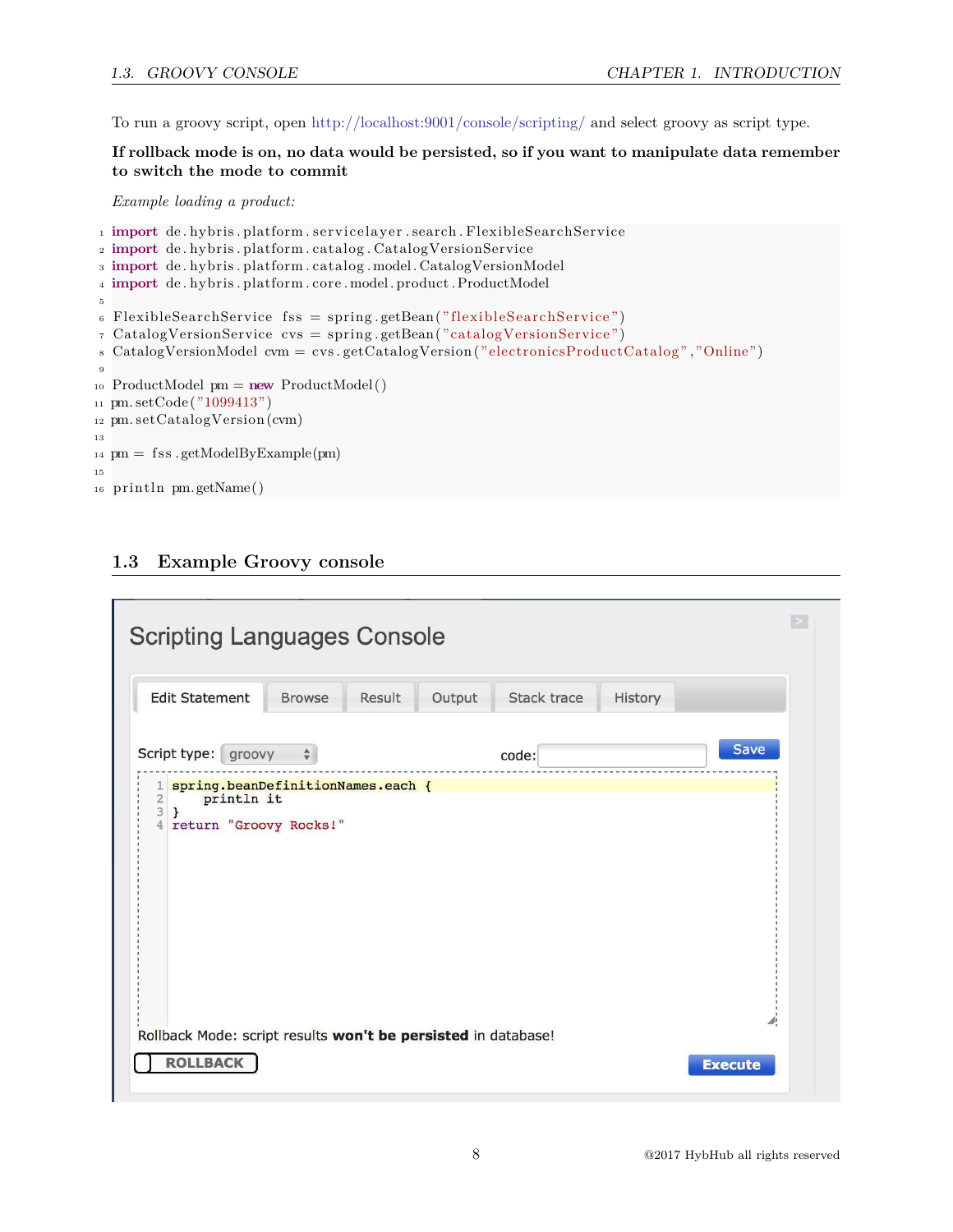To run a groovy script, open http://localhost:9001/console/scripting/ and select groovy as script type.

**If rollback mode is on, no data would be persisted, so if you want to manipulate data remember to switch the mode to commit**

*Example loading a product:*

```groovy
import de.hybris.platform.servicelayer.search.FlexibleSearchService
import de.hybris.platform.catalog.CatalogVersionService
import de.hybris.platform.catalog.model.CatalogVersionModel
import de.hybris.platform.core.model.product.ProductModel

FlexibleSearchService fss = spring.getBean("flexibleSearchService")
CatalogVersionService cvs = spring.getBean("catalogVersionService")
CatalogVersionModel cvm = cvs.getCatalogVersion("electronicsProductCatalog","Online")

ProductModel pm = new ProductModel()
pm.setCode("1099413")
pm.setCatalogVersion(cvm)

pm = fss.getModelByExample(pm)

println pm.getName()
```

## 1.3 Example Groovy console

Scripting Languages Console

Edit Statement | Browse | Result | Output | Stack trace | History

Script type: groovy    code:    Save

```groovy
spring.beanDefinitionNames.each {
    println it
}
return "Groovy Rocks!"
```

Rollback Mode: script results **won't be persisted** in database!

ROLLBACK    Execute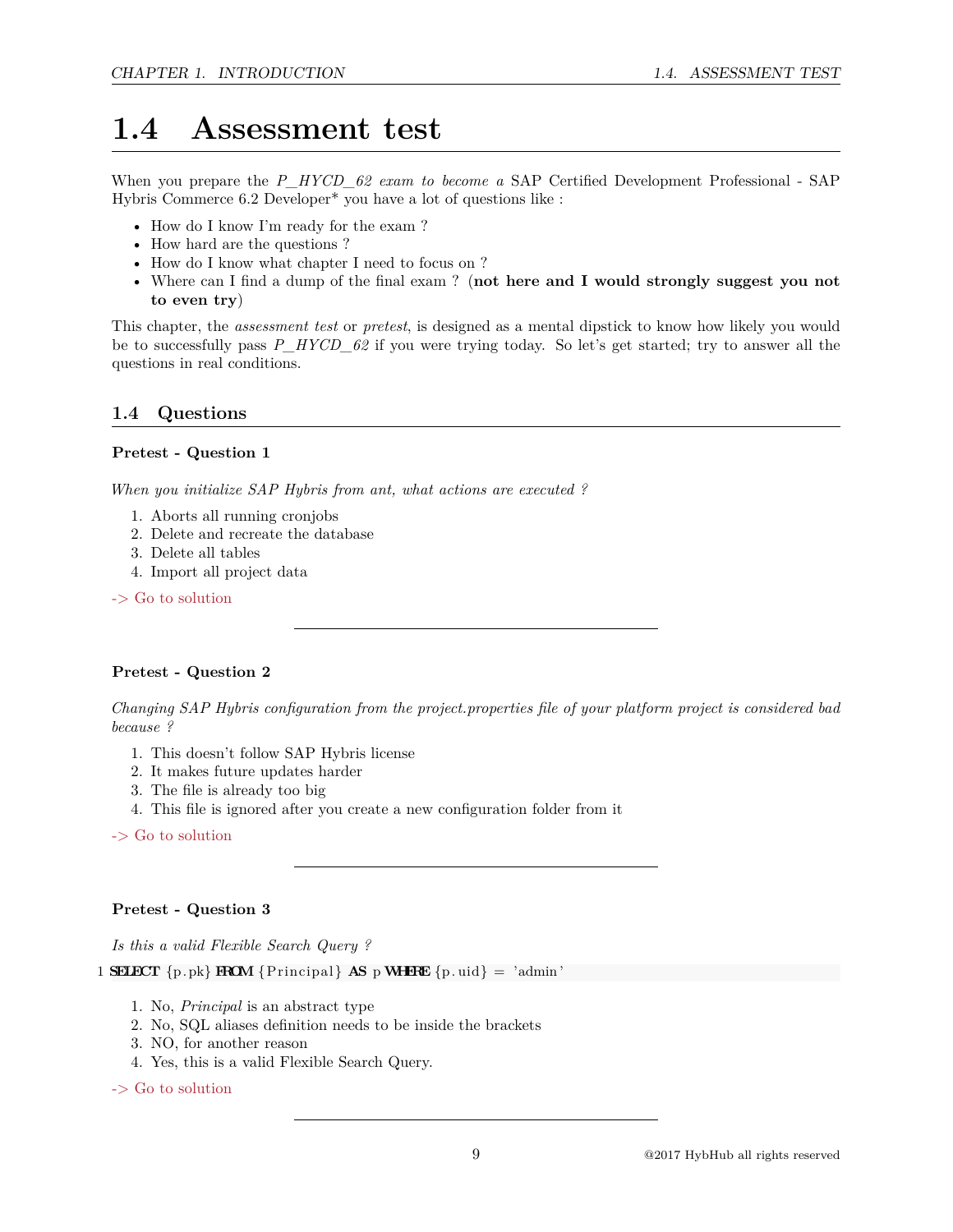# 1.4 Assessment test

When you prepare the *P_HYCD_62 exam to become a* SAP Certified Development Professional - SAP Hybris Commerce 6.2 Developer* you have a lot of questions like :

- How do I know I'm ready for the exam ?
- How hard are the questions ?
- How do I know what chapter I need to focus on ?
- Where can I find a dump of the final exam ? (**not here and I would strongly suggest you not to even try**)

This chapter, the *assessment test* or *pretest*, is designed as a mental dipstick to know how likely you would be to successfully pass *P_HYCD_62* if you were trying today. So let's get started; try to answer all the questions in real conditions.

## 1.4 Questions

### Pretest - Question 1

*When you initialize SAP Hybris from ant, what actions are executed ?*

1. Aborts all running cronjobs
2. Delete and recreate the database
3. Delete all tables
4. Import all project data

-> Go to solution

---

### Pretest - Question 2

*Changing SAP Hybris configuration from the project.properties file of your platform project is considered bad because ?*

1. This doesn't follow SAP Hybris license
2. It makes future updates harder
3. The file is already too big
4. This file is ignored after you create a new configuration folder from it

-> Go to solution

---

### Pretest - Question 3

*Is this a valid Flexible Search Query ?*

```
SELECT {p.pk} FROM {Principal} AS p WHERE {p.uid} = 'admin'
```

1. No, *Principal* is an abstract type
2. No, SQL aliases definition needs to be inside the brackets
3. NO, for another reason
4. Yes, this is a valid Flexible Search Query.

-> Go to solution

---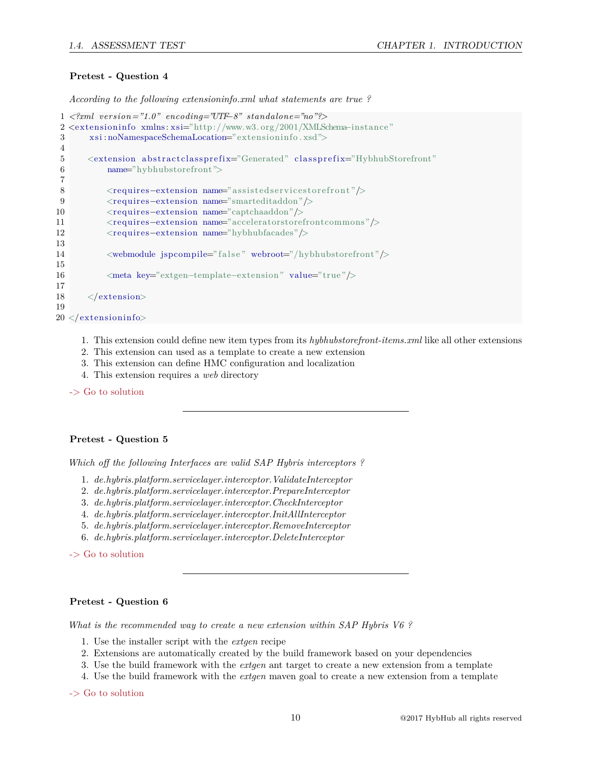### Pretest - Question 4

*According to the following extensioninfo.xml what statements are true ?*

```xml
<?xml version="1.0" encoding="UTF-8" standalone="no"?>
<extensioninfo xmlns:xsi="http://www.w3.org/2001/XMLSchema-instance"
    xsi:noNamespaceSchemaLocation="extensioninfo.xsd">

    <extension abstractclassprefix="Generated" classprefix="HybhubStorefront"
        name="hybhubstorefront">

        <requires-extension name="assistedservicestorefront"/>
        <requires-extension name="smarteditaddon"/>
        <requires-extension name="captchaaddon"/>
        <requires-extension name="acceleratorstorefrontcommons"/>
        <requires-extension name="hybhubfacades"/>

        <webmodule jspcompile="false" webroot="/hybhubstorefront"/>

        <meta key="extgen-template-extension" value="true"/>

    </extension>

</extensioninfo>
```

1. This extension could define new item types from its *hybhubstorefront-items.xml* like all other extensions
2. This extension can used as a template to create a new extension
3. This extension can define HMC configuration and localization
4. This extension requires a *web* directory

-> Go to solution

---

### Pretest - Question 5

*Which off the following Interfaces are valid SAP Hybris interceptors ?*

1. *de.hybris.platform.servicelayer.interceptor.ValidateInterceptor*
2. *de.hybris.platform.servicelayer.interceptor.PrepareInterceptor*
3. *de.hybris.platform.servicelayer.interceptor.CheckInterceptor*
4. *de.hybris.platform.servicelayer.interceptor.InitAllInterceptor*
5. *de.hybris.platform.servicelayer.interceptor.RemoveInterceptor*
6. *de.hybris.platform.servicelayer.interceptor.DeleteInterceptor*

-> Go to solution

---

### Pretest - Question 6

*What is the recommended way to create a new extension within SAP Hybris V6 ?*

1. Use the installer script with the *extgen* recipe
2. Extensions are automatically created by the build framework based on your dependencies
3. Use the build framework with the *extgen* ant target to create a new extension from a template
4. Use the build framework with the *extgen* maven goal to create a new extension from a template

-> Go to solution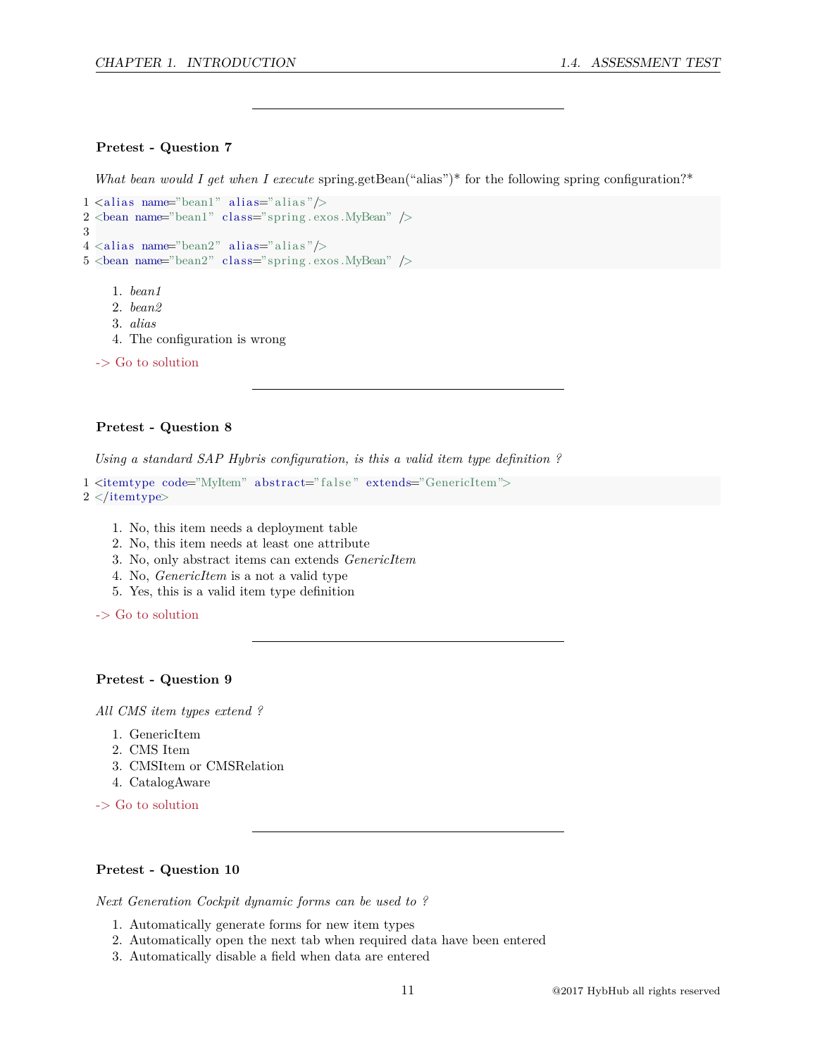---

**Pretest - Question 7**

*What bean would I get when I execute* spring.getBean("alias")* for the following spring configuration?*

```
<alias name="bean1" alias="alias"/>
<bean name="bean1" class="spring.exos.MyBean" />

<alias name="bean2" alias="alias"/>
<bean name="bean2" class="spring.exos.MyBean" />
```

1. *bean1*
2. *bean2*
3. *alias*
4. The configuration is wrong

-> Go to solution

---

**Pretest - Question 8**

*Using a standard SAP Hybris configuration, is this a valid item type definition ?*

```
<itemtype code="MyItem" abstract="false" extends="GenericItem">
</itemtype>
```

1. No, this item needs a deployment table
2. No, this item needs at least one attribute
3. No, only abstract items can extends *GenericItem*
4. No, *GenericItem* is a not a valid type
5. Yes, this is a valid item type definition

-> Go to solution

---

**Pretest - Question 9**

*All CMS item types extend ?*

1. GenericItem
2. CMS Item
3. CMSItem or CMSRelation
4. CatalogAware

-> Go to solution

---

**Pretest - Question 10**

*Next Generation Cockpit dynamic forms can be used to ?*

1. Automatically generate forms for new item types
2. Automatically open the next tab when required data have been entered
3. Automatically disable a field when data are entered